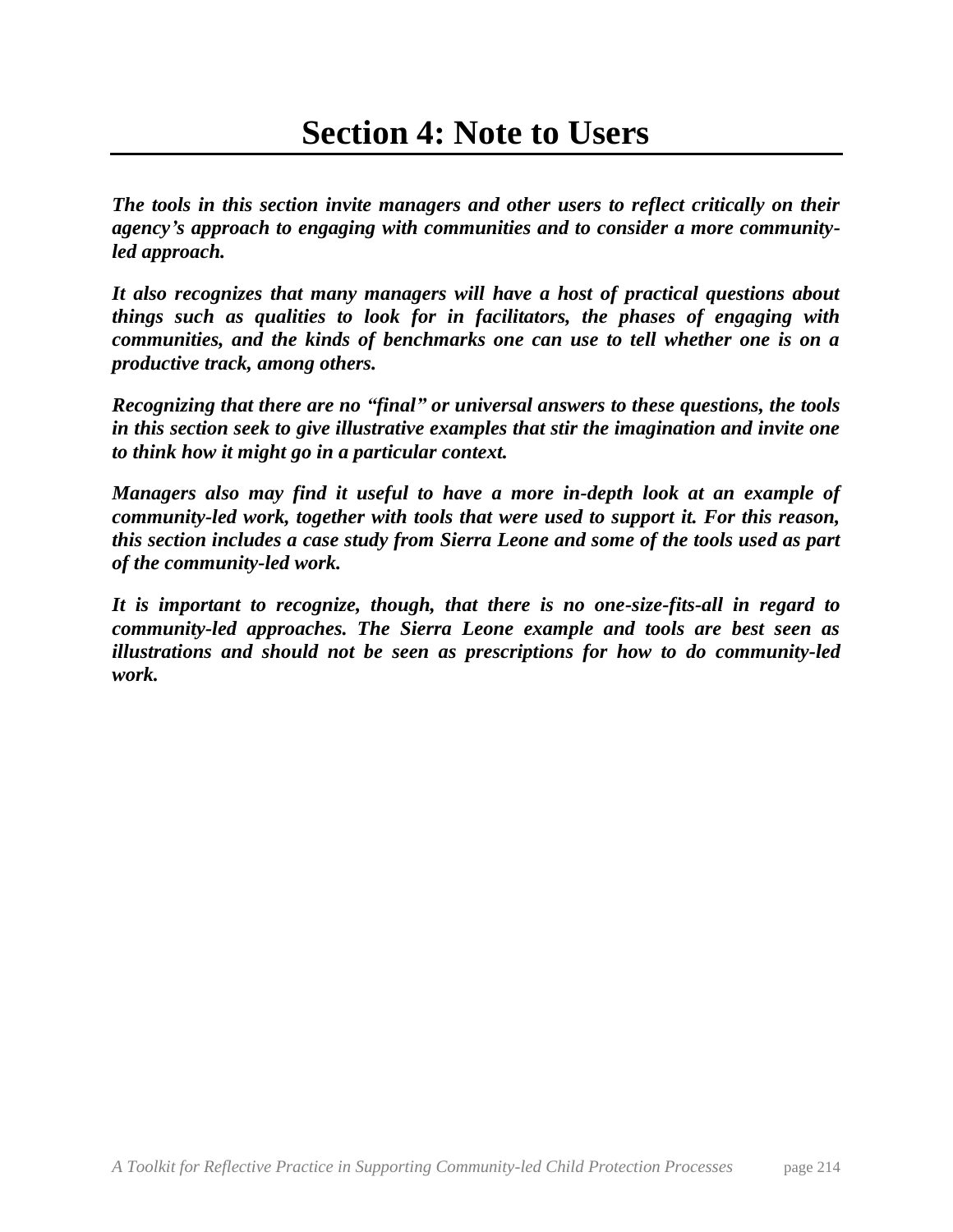# Section 4: Note to Users

***The tools in this section invite managers and other users to reflect critically on their agency's approach to engaging with communities and to consider a more community-led approach.***

***It also recognizes that many managers will have a host of practical questions about things such as qualities to look for in facilitators, the phases of engaging with communities, and the kinds of benchmarks one can use to tell whether one is on a productive track, among others.***

***Recognizing that there are no "final" or universal answers to these questions, the tools in this section seek to give illustrative examples that stir the imagination and invite one to think how it might go in a particular context.***

***Managers also may find it useful to have a more in-depth look at an example of community-led work, together with tools that were used to support it. For this reason, this section includes a case study from Sierra Leone and some of the tools used as part of the community-led work.***

***It is important to recognize, though, that there is no one-size-fits-all in regard to community-led approaches. The Sierra Leone example and tools are best seen as illustrations and should not be seen as prescriptions for how to do community-led work.***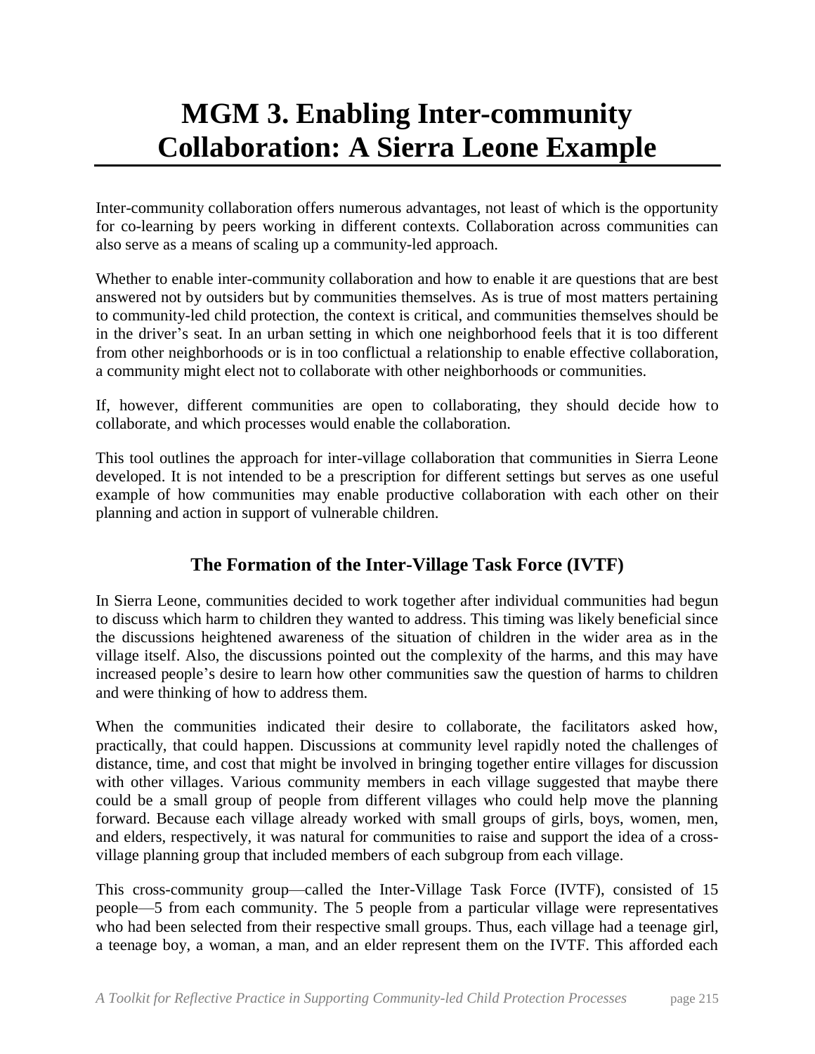# MGM 3. Enabling Inter-community Collaboration: A Sierra Leone Example

Inter-community collaboration offers numerous advantages, not least of which is the opportunity for co-learning by peers working in different contexts. Collaboration across communities can also serve as a means of scaling up a community-led approach.

Whether to enable inter-community collaboration and how to enable it are questions that are best answered not by outsiders but by communities themselves. As is true of most matters pertaining to community-led child protection, the context is critical, and communities themselves should be in the driver's seat. In an urban setting in which one neighborhood feels that it is too different from other neighborhoods or is in too conflictual a relationship to enable effective collaboration, a community might elect not to collaborate with other neighborhoods or communities.

If, however, different communities are open to collaborating, they should decide how to collaborate, and which processes would enable the collaboration.

This tool outlines the approach for inter-village collaboration that communities in Sierra Leone developed. It is not intended to be a prescription for different settings but serves as one useful example of how communities may enable productive collaboration with each other on their planning and action in support of vulnerable children.

## The Formation of the Inter-Village Task Force (IVTF)

In Sierra Leone, communities decided to work together after individual communities had begun to discuss which harm to children they wanted to address. This timing was likely beneficial since the discussions heightened awareness of the situation of children in the wider area as in the village itself. Also, the discussions pointed out the complexity of the harms, and this may have increased people's desire to learn how other communities saw the question of harms to children and were thinking of how to address them.

When the communities indicated their desire to collaborate, the facilitators asked how, practically, that could happen. Discussions at community level rapidly noted the challenges of distance, time, and cost that might be involved in bringing together entire villages for discussion with other villages. Various community members in each village suggested that maybe there could be a small group of people from different villages who could help move the planning forward. Because each village already worked with small groups of girls, boys, women, men, and elders, respectively, it was natural for communities to raise and support the idea of a cross-village planning group that included members of each subgroup from each village.

This cross-community group—called the Inter-Village Task Force (IVTF), consisted of 15 people—5 from each community. The 5 people from a particular village were representatives who had been selected from their respective small groups. Thus, each village had a teenage girl, a teenage boy, a woman, a man, and an elder represent them on the IVTF. This afforded each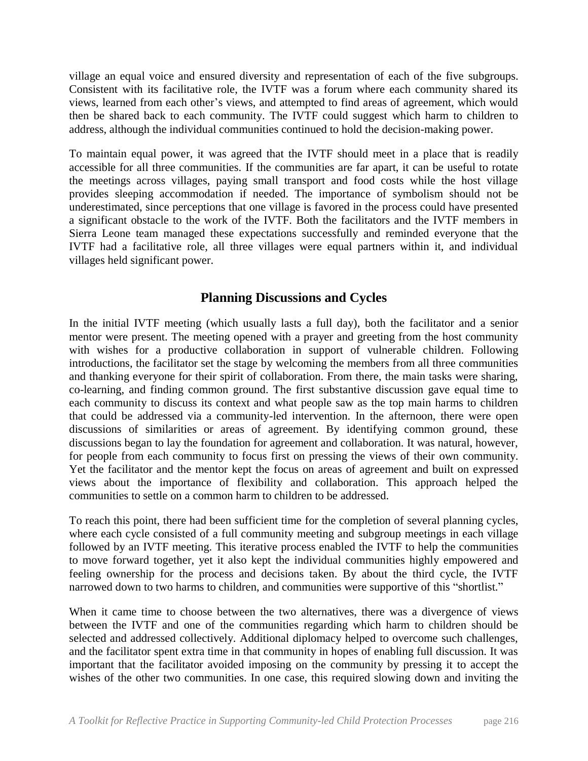village an equal voice and ensured diversity and representation of each of the five subgroups. Consistent with its facilitative role, the IVTF was a forum where each community shared its views, learned from each other's views, and attempted to find areas of agreement, which would then be shared back to each community. The IVTF could suggest which harm to children to address, although the individual communities continued to hold the decision-making power.

To maintain equal power, it was agreed that the IVTF should meet in a place that is readily accessible for all three communities. If the communities are far apart, it can be useful to rotate the meetings across villages, paying small transport and food costs while the host village provides sleeping accommodation if needed. The importance of symbolism should not be underestimated, since perceptions that one village is favored in the process could have presented a significant obstacle to the work of the IVTF. Both the facilitators and the IVTF members in Sierra Leone team managed these expectations successfully and reminded everyone that the IVTF had a facilitative role, all three villages were equal partners within it, and individual villages held significant power.

## Planning Discussions and Cycles

In the initial IVTF meeting (which usually lasts a full day), both the facilitator and a senior mentor were present. The meeting opened with a prayer and greeting from the host community with wishes for a productive collaboration in support of vulnerable children. Following introductions, the facilitator set the stage by welcoming the members from all three communities and thanking everyone for their spirit of collaboration. From there, the main tasks were sharing, co-learning, and finding common ground. The first substantive discussion gave equal time to each community to discuss its context and what people saw as the top main harms to children that could be addressed via a community-led intervention. In the afternoon, there were open discussions of similarities or areas of agreement. By identifying common ground, these discussions began to lay the foundation for agreement and collaboration. It was natural, however, for people from each community to focus first on pressing the views of their own community. Yet the facilitator and the mentor kept the focus on areas of agreement and built on expressed views about the importance of flexibility and collaboration. This approach helped the communities to settle on a common harm to children to be addressed.

To reach this point, there had been sufficient time for the completion of several planning cycles, where each cycle consisted of a full community meeting and subgroup meetings in each village followed by an IVTF meeting. This iterative process enabled the IVTF to help the communities to move forward together, yet it also kept the individual communities highly empowered and feeling ownership for the process and decisions taken. By about the third cycle, the IVTF narrowed down to two harms to children, and communities were supportive of this "shortlist."

When it came time to choose between the two alternatives, there was a divergence of views between the IVTF and one of the communities regarding which harm to children should be selected and addressed collectively. Additional diplomacy helped to overcome such challenges, and the facilitator spent extra time in that community in hopes of enabling full discussion. It was important that the facilitator avoided imposing on the community by pressing it to accept the wishes of the other two communities. In one case, this required slowing down and inviting the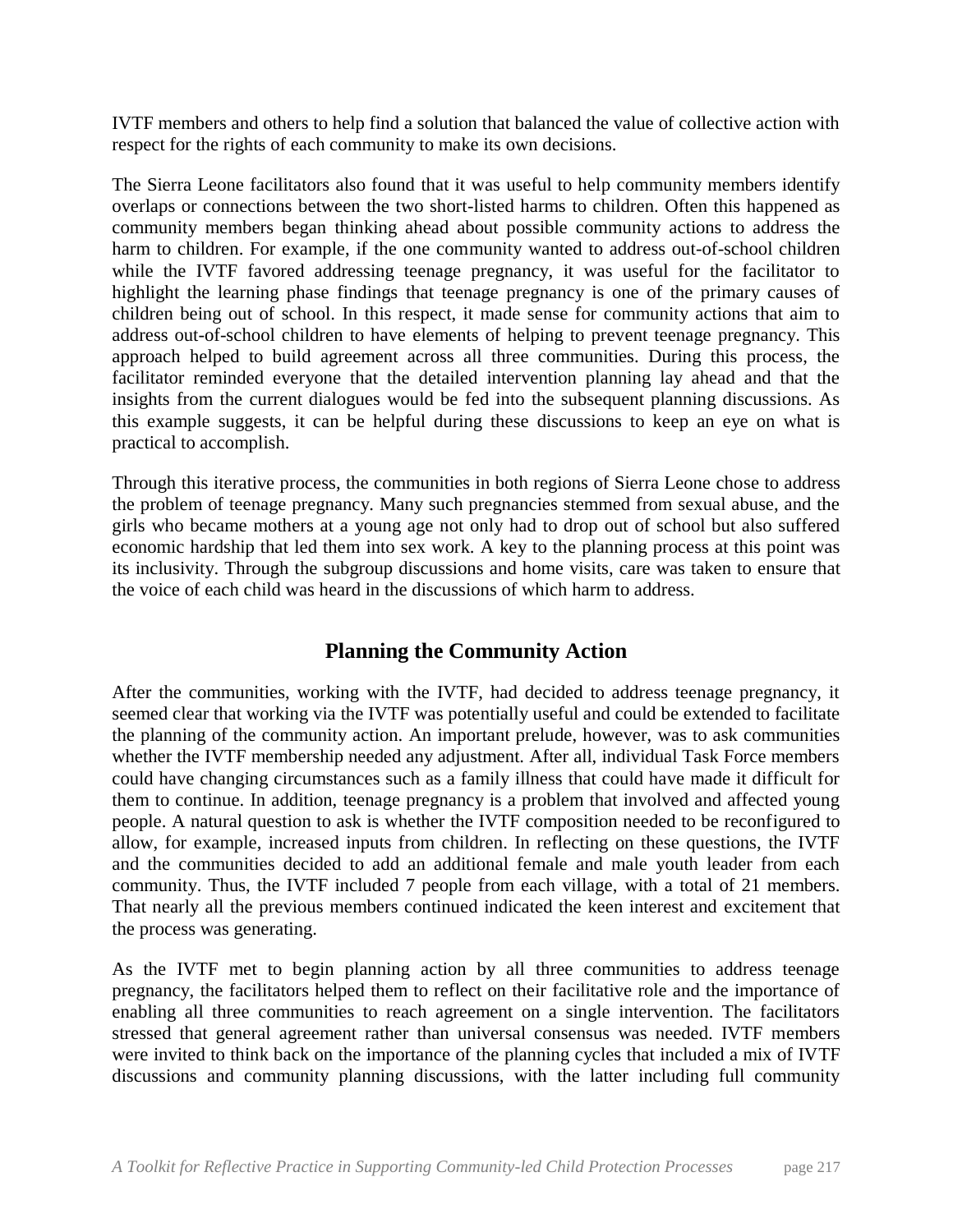IVTF members and others to help find a solution that balanced the value of collective action with respect for the rights of each community to make its own decisions.

The Sierra Leone facilitators also found that it was useful to help community members identify overlaps or connections between the two short-listed harms to children. Often this happened as community members began thinking ahead about possible community actions to address the harm to children. For example, if the one community wanted to address out-of-school children while the IVTF favored addressing teenage pregnancy, it was useful for the facilitator to highlight the learning phase findings that teenage pregnancy is one of the primary causes of children being out of school. In this respect, it made sense for community actions that aim to address out-of-school children to have elements of helping to prevent teenage pregnancy. This approach helped to build agreement across all three communities. During this process, the facilitator reminded everyone that the detailed intervention planning lay ahead and that the insights from the current dialogues would be fed into the subsequent planning discussions. As this example suggests, it can be helpful during these discussions to keep an eye on what is practical to accomplish.

Through this iterative process, the communities in both regions of Sierra Leone chose to address the problem of teenage pregnancy. Many such pregnancies stemmed from sexual abuse, and the girls who became mothers at a young age not only had to drop out of school but also suffered economic hardship that led them into sex work. A key to the planning process at this point was its inclusivity. Through the subgroup discussions and home visits, care was taken to ensure that the voice of each child was heard in the discussions of which harm to address.

## Planning the Community Action

After the communities, working with the IVTF, had decided to address teenage pregnancy, it seemed clear that working via the IVTF was potentially useful and could be extended to facilitate the planning of the community action. An important prelude, however, was to ask communities whether the IVTF membership needed any adjustment. After all, individual Task Force members could have changing circumstances such as a family illness that could have made it difficult for them to continue. In addition, teenage pregnancy is a problem that involved and affected young people. A natural question to ask is whether the IVTF composition needed to be reconfigured to allow, for example, increased inputs from children. In reflecting on these questions, the IVTF and the communities decided to add an additional female and male youth leader from each community. Thus, the IVTF included 7 people from each village, with a total of 21 members. That nearly all the previous members continued indicated the keen interest and excitement that the process was generating.

As the IVTF met to begin planning action by all three communities to address teenage pregnancy, the facilitators helped them to reflect on their facilitative role and the importance of enabling all three communities to reach agreement on a single intervention. The facilitators stressed that general agreement rather than universal consensus was needed. IVTF members were invited to think back on the importance of the planning cycles that included a mix of IVTF discussions and community planning discussions, with the latter including full community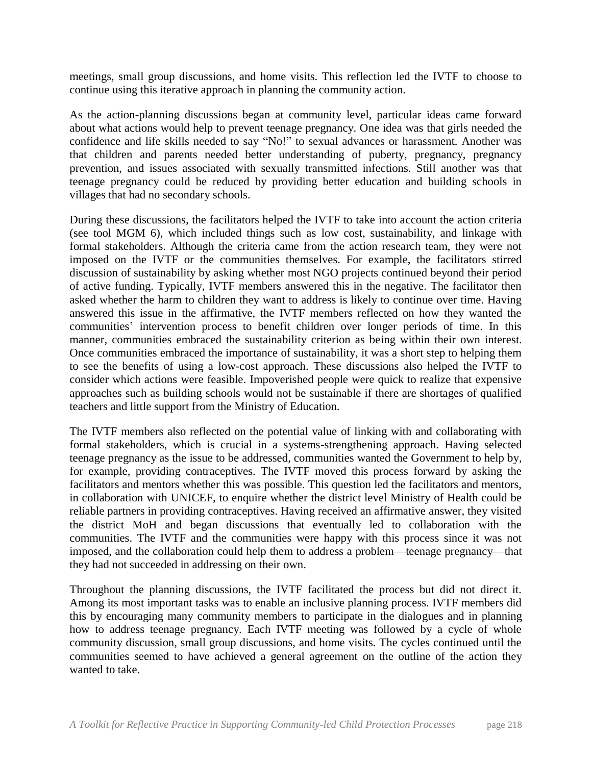meetings, small group discussions, and home visits. This reflection led the IVTF to choose to continue using this iterative approach in planning the community action.

As the action-planning discussions began at community level, particular ideas came forward about what actions would help to prevent teenage pregnancy. One idea was that girls needed the confidence and life skills needed to say "No!" to sexual advances or harassment. Another was that children and parents needed better understanding of puberty, pregnancy, pregnancy prevention, and issues associated with sexually transmitted infections. Still another was that teenage pregnancy could be reduced by providing better education and building schools in villages that had no secondary schools.

During these discussions, the facilitators helped the IVTF to take into account the action criteria (see tool MGM 6), which included things such as low cost, sustainability, and linkage with formal stakeholders. Although the criteria came from the action research team, they were not imposed on the IVTF or the communities themselves. For example, the facilitators stirred discussion of sustainability by asking whether most NGO projects continued beyond their period of active funding. Typically, IVTF members answered this in the negative. The facilitator then asked whether the harm to children they want to address is likely to continue over time. Having answered this issue in the affirmative, the IVTF members reflected on how they wanted the communities' intervention process to benefit children over longer periods of time. In this manner, communities embraced the sustainability criterion as being within their own interest. Once communities embraced the importance of sustainability, it was a short step to helping them to see the benefits of using a low-cost approach. These discussions also helped the IVTF to consider which actions were feasible. Impoverished people were quick to realize that expensive approaches such as building schools would not be sustainable if there are shortages of qualified teachers and little support from the Ministry of Education.

The IVTF members also reflected on the potential value of linking with and collaborating with formal stakeholders, which is crucial in a systems-strengthening approach. Having selected teenage pregnancy as the issue to be addressed, communities wanted the Government to help by, for example, providing contraceptives. The IVTF moved this process forward by asking the facilitators and mentors whether this was possible. This question led the facilitators and mentors, in collaboration with UNICEF, to enquire whether the district level Ministry of Health could be reliable partners in providing contraceptives. Having received an affirmative answer, they visited the district MoH and began discussions that eventually led to collaboration with the communities. The IVTF and the communities were happy with this process since it was not imposed, and the collaboration could help them to address a problem—teenage pregnancy—that they had not succeeded in addressing on their own.

Throughout the planning discussions, the IVTF facilitated the process but did not direct it. Among its most important tasks was to enable an inclusive planning process. IVTF members did this by encouraging many community members to participate in the dialogues and in planning how to address teenage pregnancy. Each IVTF meeting was followed by a cycle of whole community discussion, small group discussions, and home visits. The cycles continued until the communities seemed to have achieved a general agreement on the outline of the action they wanted to take.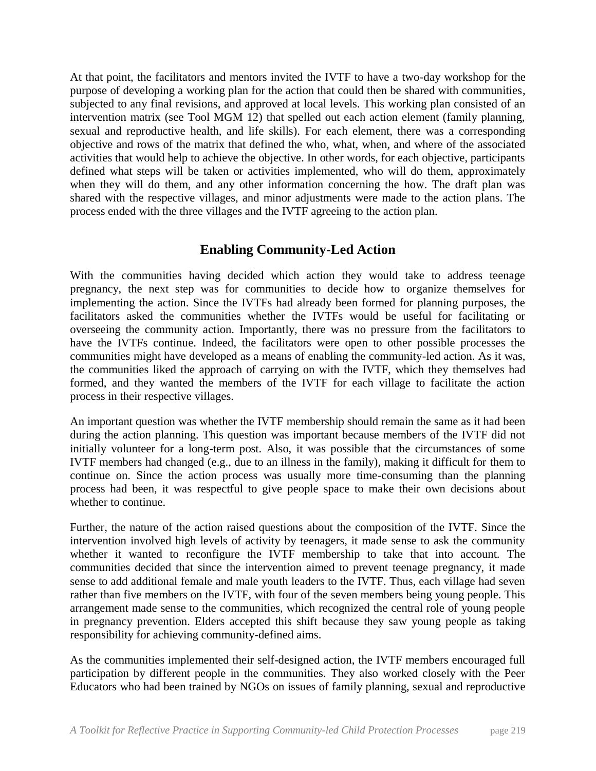At that point, the facilitators and mentors invited the IVTF to have a two-day workshop for the purpose of developing a working plan for the action that could then be shared with communities, subjected to any final revisions, and approved at local levels. This working plan consisted of an intervention matrix (see Tool MGM 12) that spelled out each action element (family planning, sexual and reproductive health, and life skills). For each element, there was a corresponding objective and rows of the matrix that defined the who, what, when, and where of the associated activities that would help to achieve the objective. In other words, for each objective, participants defined what steps will be taken or activities implemented, who will do them, approximately when they will do them, and any other information concerning the how. The draft plan was shared with the respective villages, and minor adjustments were made to the action plans. The process ended with the three villages and the IVTF agreeing to the action plan.

## Enabling Community-Led Action

With the communities having decided which action they would take to address teenage pregnancy, the next step was for communities to decide how to organize themselves for implementing the action. Since the IVTFs had already been formed for planning purposes, the facilitators asked the communities whether the IVTFs would be useful for facilitating or overseeing the community action. Importantly, there was no pressure from the facilitators to have the IVTFs continue. Indeed, the facilitators were open to other possible processes the communities might have developed as a means of enabling the community-led action. As it was, the communities liked the approach of carrying on with the IVTF, which they themselves had formed, and they wanted the members of the IVTF for each village to facilitate the action process in their respective villages.

An important question was whether the IVTF membership should remain the same as it had been during the action planning. This question was important because members of the IVTF did not initially volunteer for a long-term post. Also, it was possible that the circumstances of some IVTF members had changed (e.g., due to an illness in the family), making it difficult for them to continue on. Since the action process was usually more time-consuming than the planning process had been, it was respectful to give people space to make their own decisions about whether to continue.

Further, the nature of the action raised questions about the composition of the IVTF. Since the intervention involved high levels of activity by teenagers, it made sense to ask the community whether it wanted to reconfigure the IVTF membership to take that into account. The communities decided that since the intervention aimed to prevent teenage pregnancy, it made sense to add additional female and male youth leaders to the IVTF. Thus, each village had seven rather than five members on the IVTF, with four of the seven members being young people. This arrangement made sense to the communities, which recognized the central role of young people in pregnancy prevention. Elders accepted this shift because they saw young people as taking responsibility for achieving community-defined aims.

As the communities implemented their self-designed action, the IVTF members encouraged full participation by different people in the communities. They also worked closely with the Peer Educators who had been trained by NGOs on issues of family planning, sexual and reproductive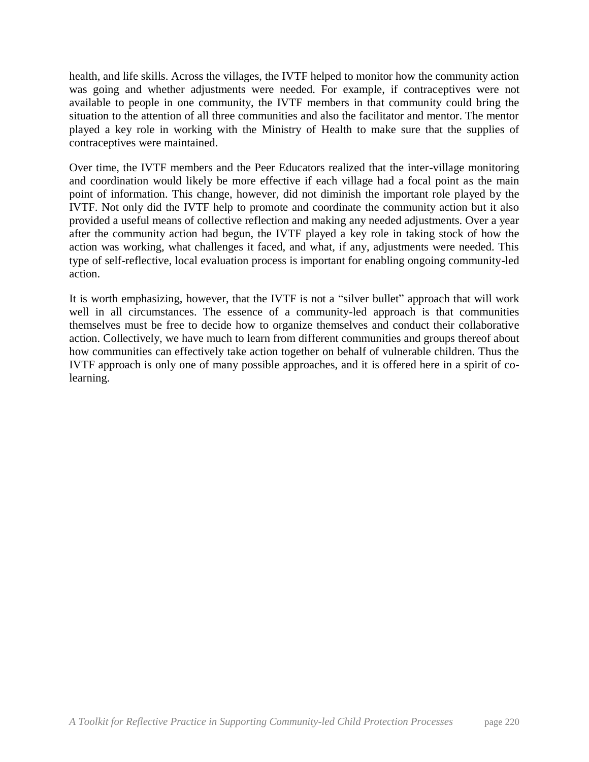health, and life skills. Across the villages, the IVTF helped to monitor how the community action was going and whether adjustments were needed. For example, if contraceptives were not available to people in one community, the IVTF members in that community could bring the situation to the attention of all three communities and also the facilitator and mentor. The mentor played a key role in working with the Ministry of Health to make sure that the supplies of contraceptives were maintained.

Over time, the IVTF members and the Peer Educators realized that the inter-village monitoring and coordination would likely be more effective if each village had a focal point as the main point of information. This change, however, did not diminish the important role played by the IVTF. Not only did the IVTF help to promote and coordinate the community action but it also provided a useful means of collective reflection and making any needed adjustments. Over a year after the community action had begun, the IVTF played a key role in taking stock of how the action was working, what challenges it faced, and what, if any, adjustments were needed. This type of self-reflective, local evaluation process is important for enabling ongoing community-led action.

It is worth emphasizing, however, that the IVTF is not a "silver bullet" approach that will work well in all circumstances. The essence of a community-led approach is that communities themselves must be free to decide how to organize themselves and conduct their collaborative action. Collectively, we have much to learn from different communities and groups thereof about how communities can effectively take action together on behalf of vulnerable children. Thus the IVTF approach is only one of many possible approaches, and it is offered here in a spirit of co-learning.